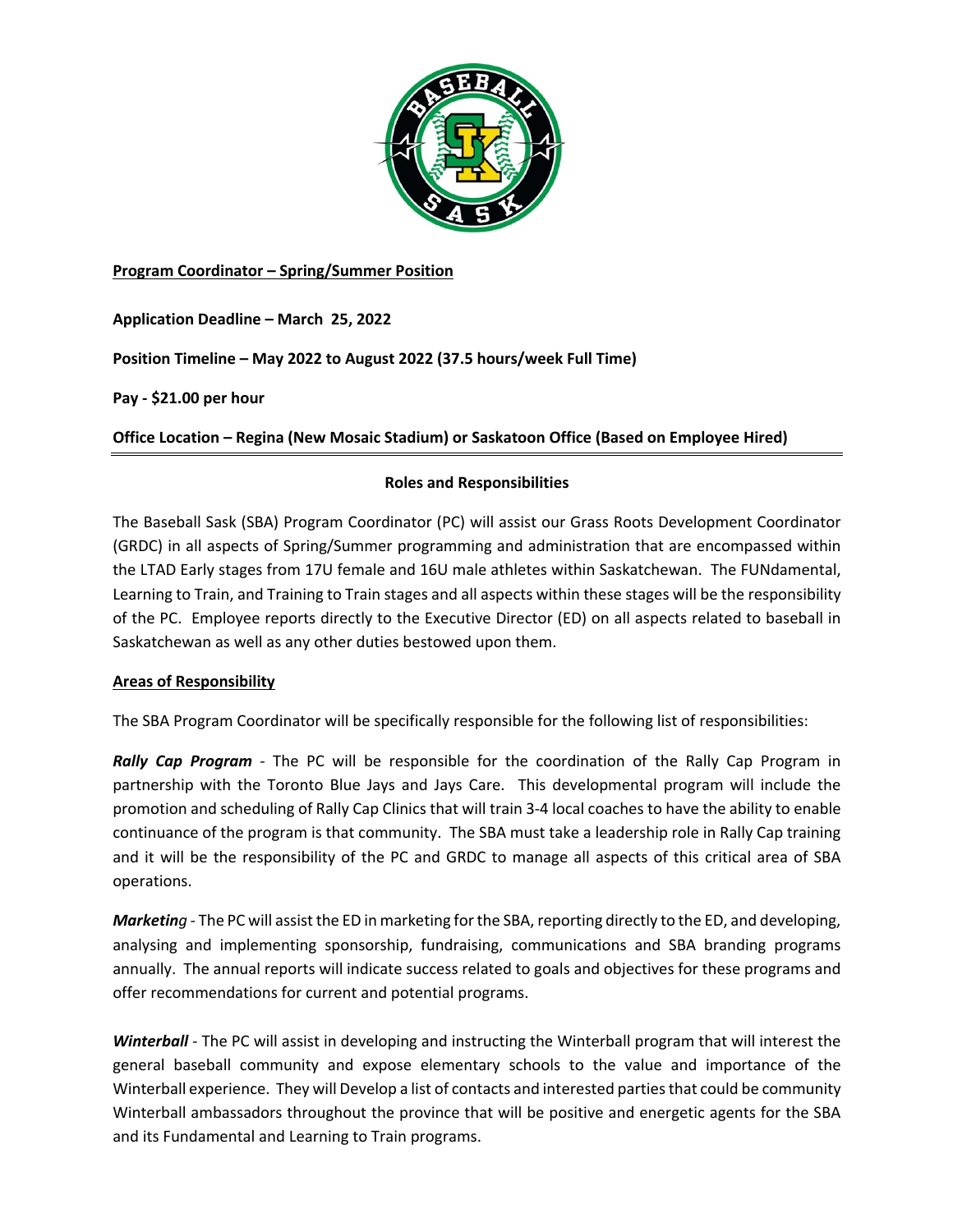**Program Coordinator – Spring/Summer Position**

**Application Deadline – March 25, 2022**

**Position Timeline – May 2022 to August 2022 (37.5 hours/week Full Time)**

**Pay - $21.00 per hour**

**Office Location – Regina (New Mosaic Stadium) or Saskatoon Office (Based on Employee Hired)**

---

## Roles and Responsibilities

The Baseball Sask (SBA) Program Coordinator (PC) will assist our Grass Roots Development Coordinator (GRDC) in all aspects of Spring/Summer programming and administration that are encompassed within the LTAD Early stages from 17U female and 16U male athletes within Saskatchewan. The FUNdamental, Learning to Train, and Training to Train stages and all aspects within these stages will be the responsibility of the PC. Employee reports directly to the Executive Director (ED) on all aspects related to baseball in Saskatchewan as well as any other duties bestowed upon them.

### Areas of Responsibility

The SBA Program Coordinator will be specifically responsible for the following list of responsibilities:

***Rally Cap Program*** - The PC will be responsible for the coordination of the Rally Cap Program in partnership with the Toronto Blue Jays and Jays Care. This developmental program will include the promotion and scheduling of Rally Cap Clinics that will train 3-4 local coaches to have the ability to enable continuance of the program is that community. The SBA must take a leadership role in Rally Cap training and it will be the responsibility of the PC and GRDC to manage all aspects of this critical area of SBA operations.

***Marketing*** - The PC will assist the ED in marketing for the SBA, reporting directly to the ED, and developing, analysing and implementing sponsorship, fundraising, communications and SBA branding programs annually. The annual reports will indicate success related to goals and objectives for these programs and offer recommendations for current and potential programs.

***Winterball*** - The PC will assist in developing and instructing the Winterball program that will interest the general baseball community and expose elementary schools to the value and importance of the Winterball experience. They will Develop a list of contacts and interested parties that could be community Winterball ambassadors throughout the province that will be positive and energetic agents for the SBA and its Fundamental and Learning to Train programs.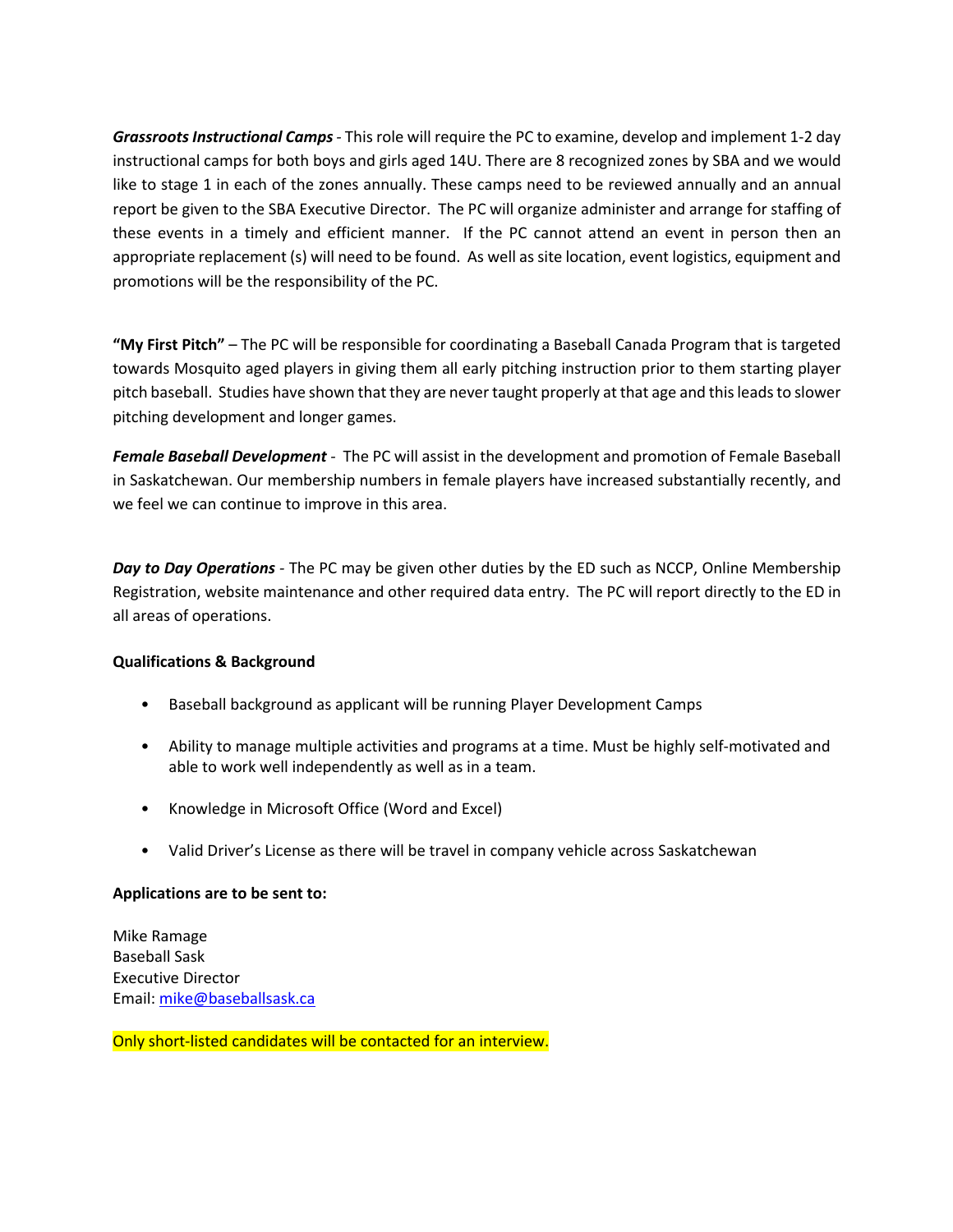***Grassroots Instructional Camps*** - This role will require the PC to examine, develop and implement 1-2 day instructional camps for both boys and girls aged 14U. There are 8 recognized zones by SBA and we would like to stage 1 in each of the zones annually. These camps need to be reviewed annually and an annual report be given to the SBA Executive Director. The PC will organize administer and arrange for staffing of these events in a timely and efficient manner. If the PC cannot attend an event in person then an appropriate replacement (s) will need to be found. As well as site location, event logistics, equipment and promotions will be the responsibility of the PC.

**"My First Pitch"** – The PC will be responsible for coordinating a Baseball Canada Program that is targeted towards Mosquito aged players in giving them all early pitching instruction prior to them starting player pitch baseball. Studies have shown that they are never taught properly at that age and this leads to slower pitching development and longer games.

***Female Baseball Development*** - The PC will assist in the development and promotion of Female Baseball in Saskatchewan. Our membership numbers in female players have increased substantially recently, and we feel we can continue to improve in this area.

***Day to Day Operations*** - The PC may be given other duties by the ED such as NCCP, Online Membership Registration, website maintenance and other required data entry. The PC will report directly to the ED in all areas of operations.

**Qualifications & Background**

- Baseball background as applicant will be running Player Development Camps
- Ability to manage multiple activities and programs at a time. Must be highly self-motivated and able to work well independently as well as in a team.
- Knowledge in Microsoft Office (Word and Excel)
- Valid Driver's License as there will be travel in company vehicle across Saskatchewan

**Applications are to be sent to:**

Mike Ramage
Baseball Sask
Executive Director
Email: mike@baseballsask.ca

Only short-listed candidates will be contacted for an interview.